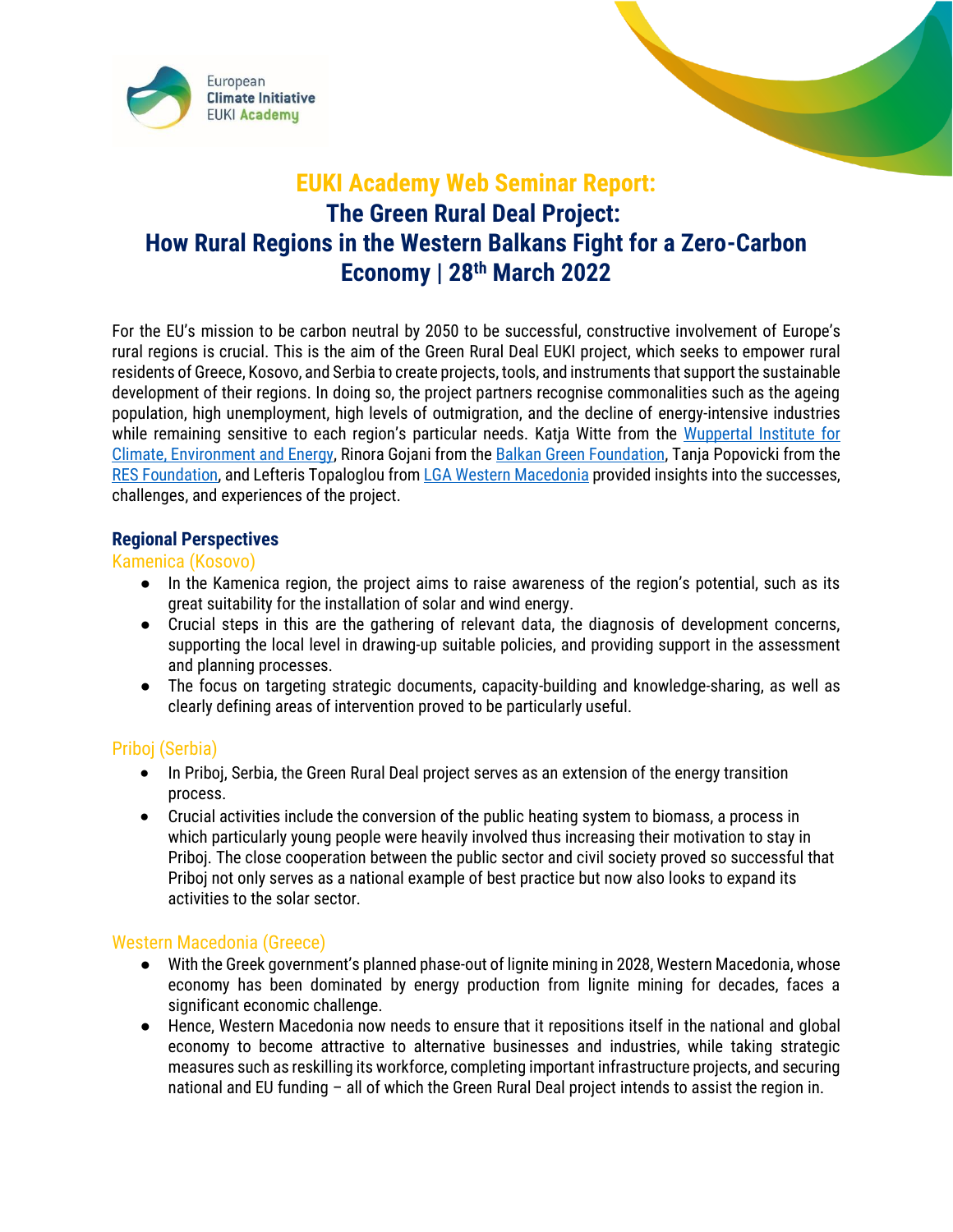# EUKI Academy Web Seminar Report: The Green Rural Deal Project: How Rural Regions in the Western Balkans Fight for a Zero-Carbon Economy | 28th March 2022

For the EU's mission to be carbon neutral by 2050 to be successful, constructive involvement of Europe's rural regions is crucial. This is the aim of the Green Rural Deal EUKI project, which seeks to empower rural residents of Greece, Kosovo, and Serbia to create projects, tools, and instruments that support the sustainable development of their regions. In doing so, the project partners recognise commonalities such as the ageing population, high unemployment, high levels of outmigration, and the decline of energy-intensive industries while remaining sensitive to each region's particular needs. Katja Witte from the Wuppertal Institute for Climate, Environment and Energy, Rinora Gojani from the Balkan Green Foundation, Tanja Popovicki from the RES Foundation, and Lefteris Topaloglou from LGA Western Macedonia provided insights into the successes, challenges, and experiences of the project.

## Regional Perspectives

### Kamenica (Kosovo)

- In the Kamenica region, the project aims to raise awareness of the region's potential, such as its great suitability for the installation of solar and wind energy.
- Crucial steps in this are the gathering of relevant data, the diagnosis of development concerns, supporting the local level in drawing-up suitable policies, and providing support in the assessment and planning processes.
- The focus on targeting strategic documents, capacity-building and knowledge-sharing, as well as clearly defining areas of intervention proved to be particularly useful.

### Priboj (Serbia)

- In Priboj, Serbia, the Green Rural Deal project serves as an extension of the energy transition process.
- Crucial activities include the conversion of the public heating system to biomass, a process in which particularly young people were heavily involved thus increasing their motivation to stay in Priboj. The close cooperation between the public sector and civil society proved so successful that Priboj not only serves as a national example of best practice but now also looks to expand its activities to the solar sector.

### Western Macedonia (Greece)

- With the Greek government's planned phase-out of lignite mining in 2028, Western Macedonia, whose economy has been dominated by energy production from lignite mining for decades, faces a significant economic challenge.
- Hence, Western Macedonia now needs to ensure that it repositions itself in the national and global economy to become attractive to alternative businesses and industries, while taking strategic measures such as reskilling its workforce, completing important infrastructure projects, and securing national and EU funding – all of which the Green Rural Deal project intends to assist the region in.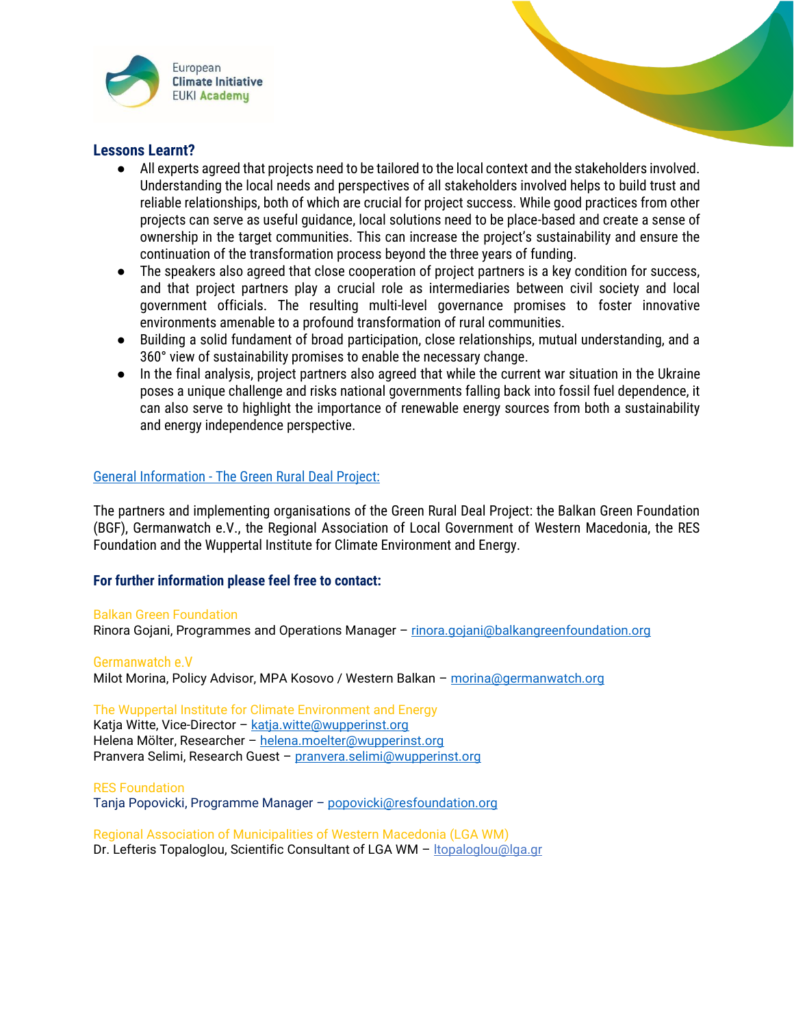## Lessons Learnt?

- All experts agreed that projects need to be tailored to the local context and the stakeholders involved. Understanding the local needs and perspectives of all stakeholders involved helps to build trust and reliable relationships, both of which are crucial for project success. While good practices from other projects can serve as useful guidance, local solutions need to be place-based and create a sense of ownership in the target communities. This can increase the project's sustainability and ensure the continuation of the transformation process beyond the three years of funding.
- The speakers also agreed that close cooperation of project partners is a key condition for success, and that project partners play a crucial role as intermediaries between civil society and local government officials. The resulting multi-level governance promises to foster innovative environments amenable to a profound transformation of rural communities.
- Building a solid fundament of broad participation, close relationships, mutual understanding, and a 360° view of sustainability promises to enable the necessary change.
- In the final analysis, project partners also agreed that while the current war situation in the Ukraine poses a unique challenge and risks national governments falling back into fossil fuel dependence, it can also serve to highlight the importance of renewable energy sources from both a sustainability and energy independence perspective.

[General Information - The Green Rural Deal Project:]

The partners and implementing organisations of the Green Rural Deal Project: the Balkan Green Foundation (BGF), Germanwatch e.V., the Regional Association of Local Government of Western Macedonia, the RES Foundation and the Wuppertal Institute for Climate Environment and Energy.

**For further information please feel free to contact:**

Balkan Green Foundation
Rinora Gojani, Programmes and Operations Manager – rinora.gojani@balkangreenfoundation.org

Germanwatch e.V
Milot Morina, Policy Advisor, MPA Kosovo / Western Balkan – morina@germanwatch.org

The Wuppertal Institute for Climate Environment and Energy
Katja Witte, Vice-Director – katja.witte@wupperinst.org
Helena Mölter, Researcher – helena.moelter@wupperinst.org
Pranvera Selimi, Research Guest – pranvera.selimi@wupperinst.org

RES Foundation
Tanja Popovicki, Programme Manager – popovicki@resfoundation.org

Regional Association of Municipalities of Western Macedonia (LGA WM)
Dr. Lefteris Topaloglou, Scientific Consultant of LGA WM – ltopaloglou@lga.gr